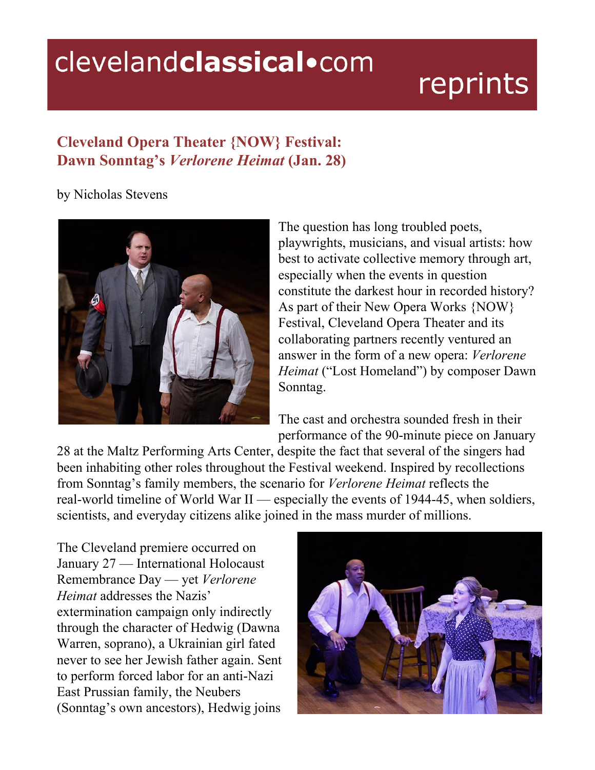clevelandclassical•com reprints

## Cleveland Opera Theater {NOW} Festival: Dawn Sonntag's *Verlorene Heimat* (Jan. 28)

by Nicholas Stevens

The question has long troubled poets, playwrights, musicians, and visual artists: how best to activate collective memory through art, especially when the events in question constitute the darkest hour in recorded history? As part of their New Opera Works {NOW} Festival, Cleveland Opera Theater and its collaborating partners recently ventured an answer in the form of a new opera: *Verlorene Heimat* ("Lost Homeland") by composer Dawn Sonntag.

The cast and orchestra sounded fresh in their performance of the 90-minute piece on January 28 at the Maltz Performing Arts Center, despite the fact that several of the singers had been inhabiting other roles throughout the Festival weekend. Inspired by recollections from Sonntag's family members, the scenario for *Verlorene Heimat* reflects the real-world timeline of World War II — especially the events of 1944-45, when soldiers, scientists, and everyday citizens alike joined in the mass murder of millions.

The Cleveland premiere occurred on January 27 — International Holocaust Remembrance Day — yet *Verlorene Heimat* addresses the Nazis' extermination campaign only indirectly through the character of Hedwig (Dawna Warren, soprano), a Ukrainian girl fated never to see her Jewish father again. Sent to perform forced labor for an anti-Nazi East Prussian family, the Neubers (Sonntag's own ancestors), Hedwig joins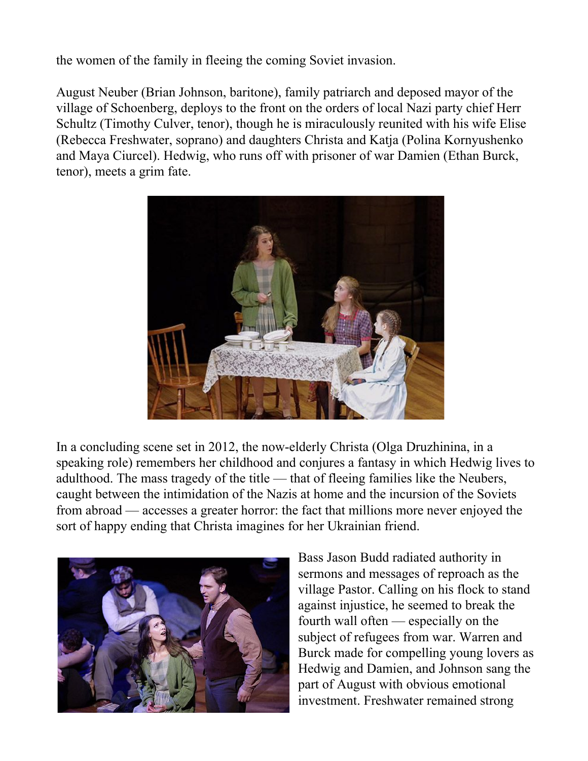the women of the family in fleeing the coming Soviet invasion.

August Neuber (Brian Johnson, baritone), family patriarch and deposed mayor of the village of Schoenberg, deploys to the front on the orders of local Nazi party chief Herr Schultz (Timothy Culver, tenor), though he is miraculously reunited with his wife Elise (Rebecca Freshwater, soprano) and daughters Christa and Katja (Polina Kornyushenko and Maya Ciurcel). Hedwig, who runs off with prisoner of war Damien (Ethan Burck, tenor), meets a grim fate.

In a concluding scene set in 2012, the now-elderly Christa (Olga Druzhinina, in a speaking role) remembers her childhood and conjures a fantasy in which Hedwig lives to adulthood. The mass tragedy of the title — that of fleeing families like the Neubers, caught between the intimidation of the Nazis at home and the incursion of the Soviets from abroad — accesses a greater horror: the fact that millions more never enjoyed the sort of happy ending that Christa imagines for her Ukrainian friend.

Bass Jason Budd radiated authority in sermons and messages of reproach as the village Pastor. Calling on his flock to stand against injustice, he seemed to break the fourth wall often — especially on the subject of refugees from war. Warren and Burck made for compelling young lovers as Hedwig and Damien, and Johnson sang the part of August with obvious emotional investment. Freshwater remained strong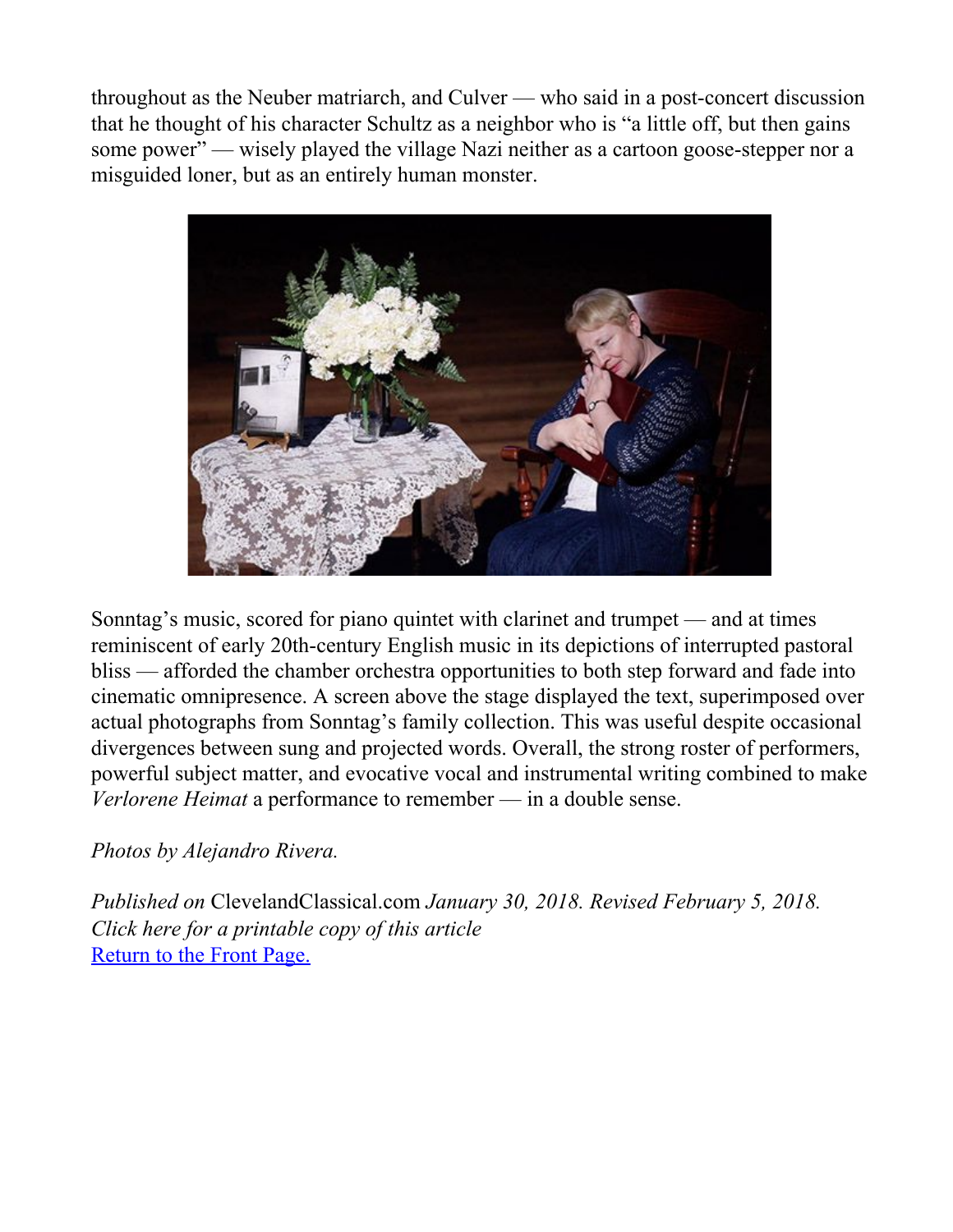throughout as the Neuber matriarch, and Culver — who said in a post-concert discussion that he thought of his character Schultz as a neighbor who is "a little off, but then gains some power" — wisely played the village Nazi neither as a cartoon goose-stepper nor a misguided loner, but as an entirely human monster.

Sonntag's music, scored for piano quintet with clarinet and trumpet — and at times reminiscent of early 20th-century English music in its depictions of interrupted pastoral bliss — afforded the chamber orchestra opportunities to both step forward and fade into cinematic omnipresence. A screen above the stage displayed the text, superimposed over actual photographs from Sonntag's family collection. This was useful despite occasional divergences between sung and projected words. Overall, the strong roster of performers, powerful subject matter, and evocative vocal and instrumental writing combined to make *Verlorene Heimat* a performance to remember — in a double sense.

*Photos by Alejandro Rivera.*

*Published on* ClevelandClassical.com *January 30, 2018. Revised February 5, 2018.*
*Click here for a printable copy of this article*
[Return to the Front Page.]